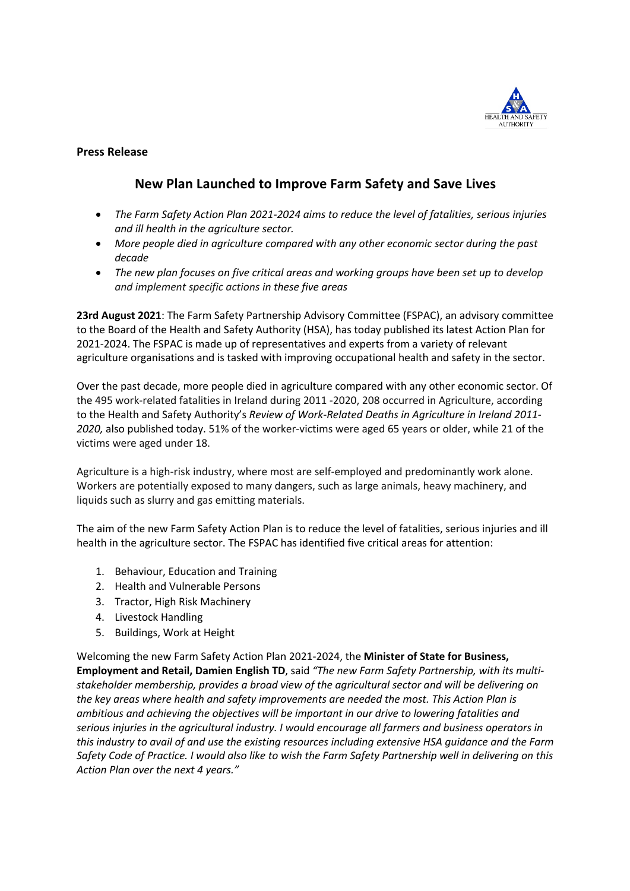**Press Release**

# New Plan Launched to Improve Farm Safety and Save Lives

- *The Farm Safety Action Plan 2021-2024 aims to reduce the level of fatalities, serious injuries and ill health in the agriculture sector.*
- *More people died in agriculture compared with any other economic sector during the past decade*
- *The new plan focuses on five critical areas and working groups have been set up to develop and implement specific actions in these five areas*

**23rd August 2021**: The Farm Safety Partnership Advisory Committee (FSPAC), an advisory committee to the Board of the Health and Safety Authority (HSA), has today published its latest Action Plan for 2021-2024. The FSPAC is made up of representatives and experts from a variety of relevant agriculture organisations and is tasked with improving occupational health and safety in the sector.

Over the past decade, more people died in agriculture compared with any other economic sector. Of the 495 work-related fatalities in Ireland during 2011 -2020, 208 occurred in Agriculture, according to the Health and Safety Authority's *Review of Work-Related Deaths in Agriculture in Ireland 2011-2020,* also published today. 51% of the worker-victims were aged 65 years or older, while 21 of the victims were aged under 18.

Agriculture is a high-risk industry, where most are self-employed and predominantly work alone. Workers are potentially exposed to many dangers, such as large animals, heavy machinery, and liquids such as slurry and gas emitting materials.

The aim of the new Farm Safety Action Plan is to reduce the level of fatalities, serious injuries and ill health in the agriculture sector. The FSPAC has identified five critical areas for attention:

1. Behaviour, Education and Training
2. Health and Vulnerable Persons
3. Tractor, High Risk Machinery
4. Livestock Handling
5. Buildings, Work at Height

Welcoming the new Farm Safety Action Plan 2021-2024, the **Minister of State for Business, Employment and Retail, Damien English TD**, said *"The new Farm Safety Partnership, with its multi-stakeholder membership, provides a broad view of the agricultural sector and will be delivering on the key areas where health and safety improvements are needed the most. This Action Plan is ambitious and achieving the objectives will be important in our drive to lowering fatalities and serious injuries in the agricultural industry. I would encourage all farmers and business operators in this industry to avail of and use the existing resources including extensive HSA guidance and the Farm Safety Code of Practice. I would also like to wish the Farm Safety Partnership well in delivering on this Action Plan over the next 4 years."*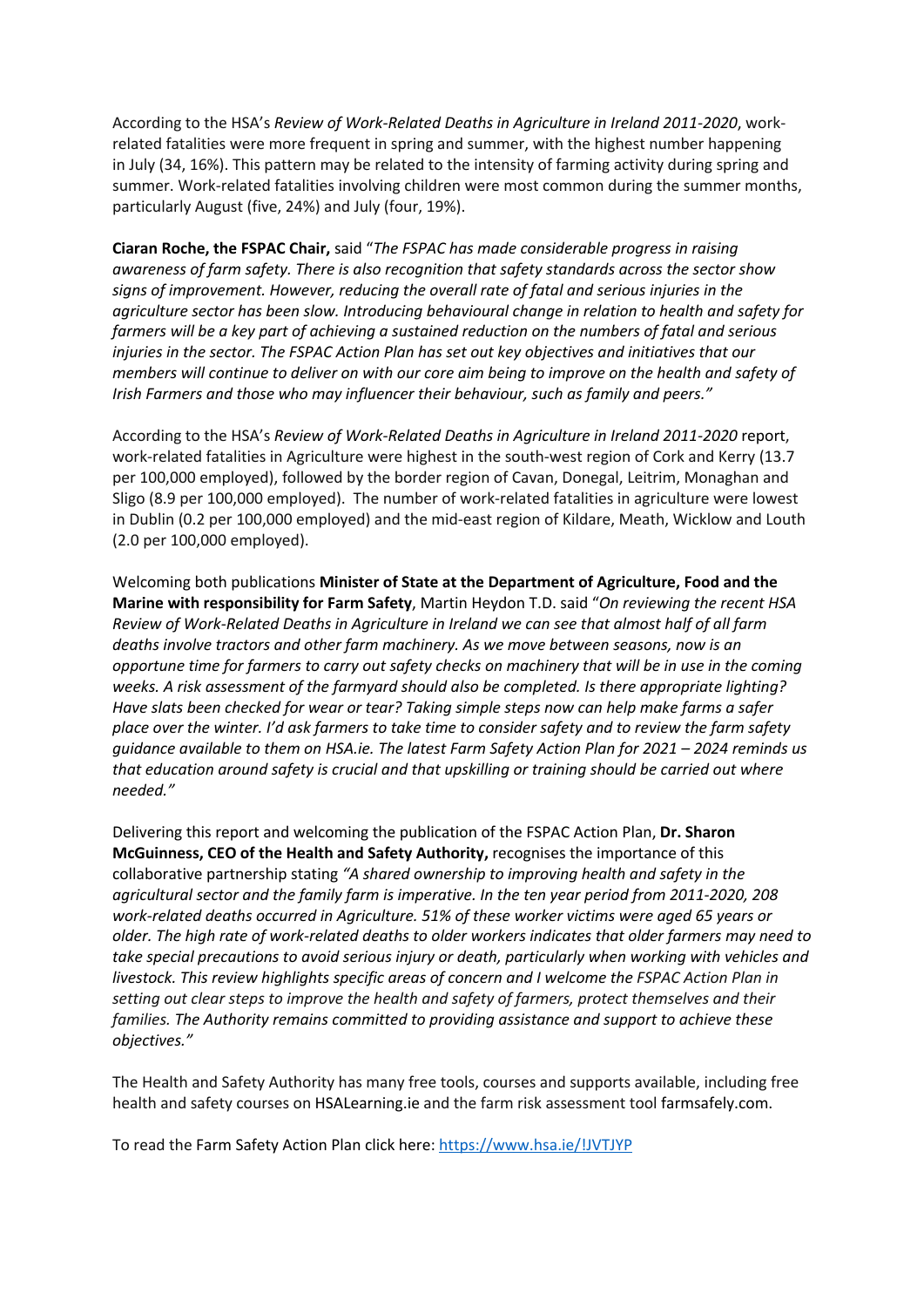According to the HSA's *Review of Work-Related Deaths in Agriculture in Ireland 2011-2020*, work-related fatalities were more frequent in spring and summer, with the highest number happening in July (34, 16%). This pattern may be related to the intensity of farming activity during spring and summer. Work-related fatalities involving children were most common during the summer months, particularly August (five, 24%) and July (four, 19%).

**Ciaran Roche, the FSPAC Chair,** said "*The FSPAC has made considerable progress in raising awareness of farm safety. There is also recognition that safety standards across the sector show signs of improvement. However, reducing the overall rate of fatal and serious injuries in the agriculture sector has been slow. Introducing behavioural change in relation to health and safety for farmers will be a key part of achieving a sustained reduction on the numbers of fatal and serious injuries in the sector. The FSPAC Action Plan has set out key objectives and initiatives that our members will continue to deliver on with our core aim being to improve on the health and safety of Irish Farmers and those who may influencer their behaviour, such as family and peers."*

According to the HSA's *Review of Work-Related Deaths in Agriculture in Ireland 2011-2020* report, work-related fatalities in Agriculture were highest in the south-west region of Cork and Kerry (13.7 per 100,000 employed), followed by the border region of Cavan, Donegal, Leitrim, Monaghan and Sligo (8.9 per 100,000 employed). The number of work-related fatalities in agriculture were lowest in Dublin (0.2 per 100,000 employed) and the mid-east region of Kildare, Meath, Wicklow and Louth (2.0 per 100,000 employed).

Welcoming both publications **Minister of State at the Department of Agriculture, Food and the Marine with responsibility for Farm Safety**, Martin Heydon T.D. said "*On reviewing the recent HSA Review of Work-Related Deaths in Agriculture in Ireland we can see that almost half of all farm deaths involve tractors and other farm machinery. As we move between seasons, now is an opportune time for farmers to carry out safety checks on machinery that will be in use in the coming weeks. A risk assessment of the farmyard should also be completed. Is there appropriate lighting? Have slats been checked for wear or tear? Taking simple steps now can help make farms a safer place over the winter. I'd ask farmers to take time to consider safety and to review the farm safety guidance available to them on HSA.ie. The latest Farm Safety Action Plan for 2021 – 2024 reminds us that education around safety is crucial and that upskilling or training should be carried out where needed."*

Delivering this report and welcoming the publication of the FSPAC Action Plan, **Dr. Sharon McGuinness, CEO of the Health and Safety Authority,** recognises the importance of this collaborative partnership stating *"A shared ownership to improving health and safety in the agricultural sector and the family farm is imperative. In the ten year period from 2011-2020, 208 work-related deaths occurred in Agriculture. 51% of these worker victims were aged 65 years or older. The high rate of work-related deaths to older workers indicates that older farmers may need to take special precautions to avoid serious injury or death, particularly when working with vehicles and livestock. This review highlights specific areas of concern and I welcome the FSPAC Action Plan in setting out clear steps to improve the health and safety of farmers, protect themselves and their families. The Authority remains committed to providing assistance and support to achieve these objectives."*

The Health and Safety Authority has many free tools, courses and supports available, including free health and safety courses on HSALearning.ie and the farm risk assessment tool farmsafely.com.

To read the Farm Safety Action Plan click here: [https://www.hsa.ie/!JVTJYP](https://www.hsa.ie/!JVTJYP)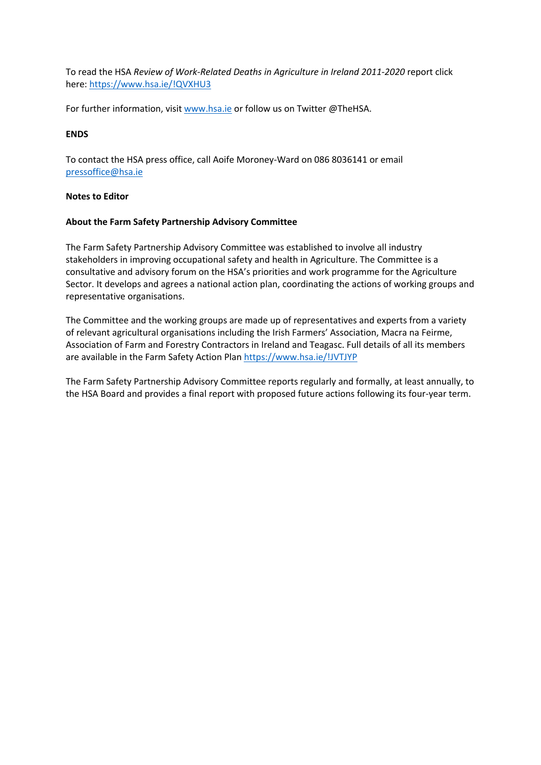To read the HSA *Review of Work-Related Deaths in Agriculture in Ireland 2011-2020* report click here: https://www.hsa.ie/!QVXHU3

For further information, visit www.hsa.ie or follow us on Twitter @TheHSA.

**ENDS**

To contact the HSA press office, call Aoife Moroney-Ward on 086 8036141 or email pressoffice@hsa.ie

**Notes to Editor**

**About the Farm Safety Partnership Advisory Committee**

The Farm Safety Partnership Advisory Committee was established to involve all industry stakeholders in improving occupational safety and health in Agriculture. The Committee is a consultative and advisory forum on the HSA's priorities and work programme for the Agriculture Sector. It develops and agrees a national action plan, coordinating the actions of working groups and representative organisations.

The Committee and the working groups are made up of representatives and experts from a variety of relevant agricultural organisations including the Irish Farmers' Association, Macra na Feirme, Association of Farm and Forestry Contractors in Ireland and Teagasc. Full details of all its members are available in the Farm Safety Action Plan https://www.hsa.ie/!JVTJYP

The Farm Safety Partnership Advisory Committee reports regularly and formally, at least annually, to the HSA Board and provides a final report with proposed future actions following its four-year term.